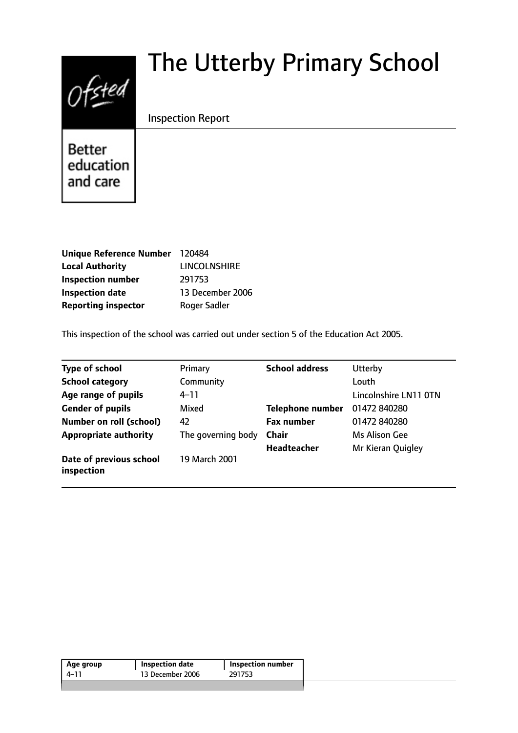# The Utterby Primary School

Inspection Report

Better education and care

| | |
|---|---|
| **Unique Reference Number** | 120484 |
| **Local Authority** | LINCOLNSHIRE |
| **Inspection number** | 291753 |
| **Inspection date** | 13 December 2006 |
| **Reporting inspector** | Roger Sadler |

This inspection of the school was carried out under section 5 of the Education Act 2005.

| | | | |
|---|---|---|---|
| **Type of school** | Primary | **School address** | Utterby |
| **School category** | Community | | Louth |
| **Age range of pupils** | 4–11 | | Lincolnshire LN11 0TN |
| **Gender of pupils** | Mixed | **Telephone number** | 01472 840280 |
| **Number on roll (school)** | 42 | **Fax number** | 01472 840280 |
| **Appropriate authority** | The governing body | **Chair** | Ms Alison Gee |
| | | **Headteacher** | Mr Kieran Quigley |
| **Date of previous school inspection** | 19 March 2001 | | |

| Age group | Inspection date | Inspection number |
|---|---|---|
| 4–11 | 13 December 2006 | 291753 |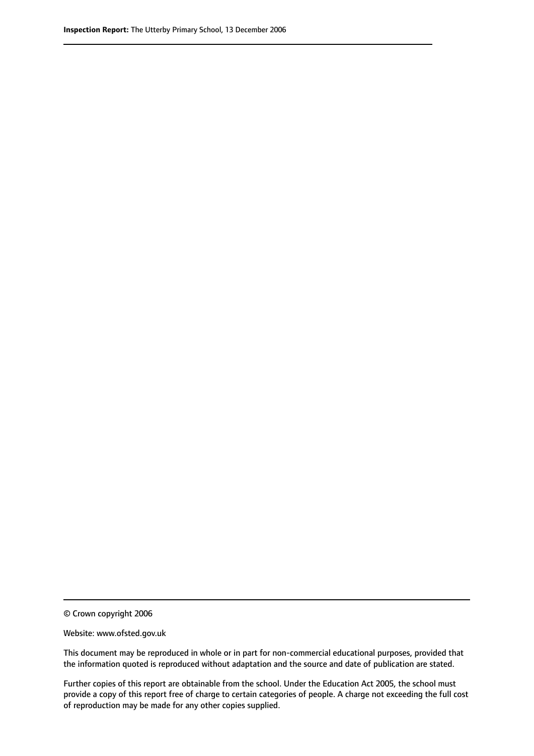© Crown copyright 2006

Website: www.ofsted.gov.uk

This document may be reproduced in whole or in part for non-commercial educational purposes, provided that the information quoted is reproduced without adaptation and the source and date of publication are stated.

Further copies of this report are obtainable from the school. Under the Education Act 2005, the school must provide a copy of this report free of charge to certain categories of people. A charge not exceeding the full cost of reproduction may be made for any other copies supplied.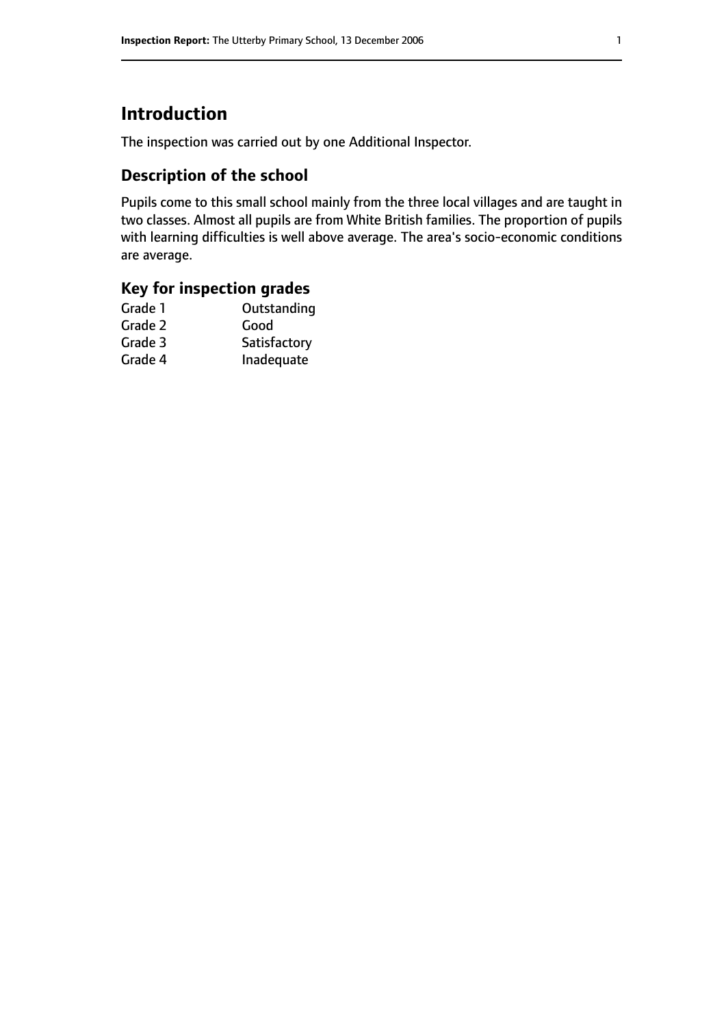# Introduction

The inspection was carried out by one Additional Inspector.

## Description of the school

Pupils come to this small school mainly from the three local villages and are taught in two classes. Almost all pupils are from White British families. The proportion of pupils with learning difficulties is well above average. The area's socio-economic conditions are average.

## Key for inspection grades

| | |
|---|---|
| Grade 1 | Outstanding |
| Grade 2 | Good |
| Grade 3 | Satisfactory |
| Grade 4 | Inadequate |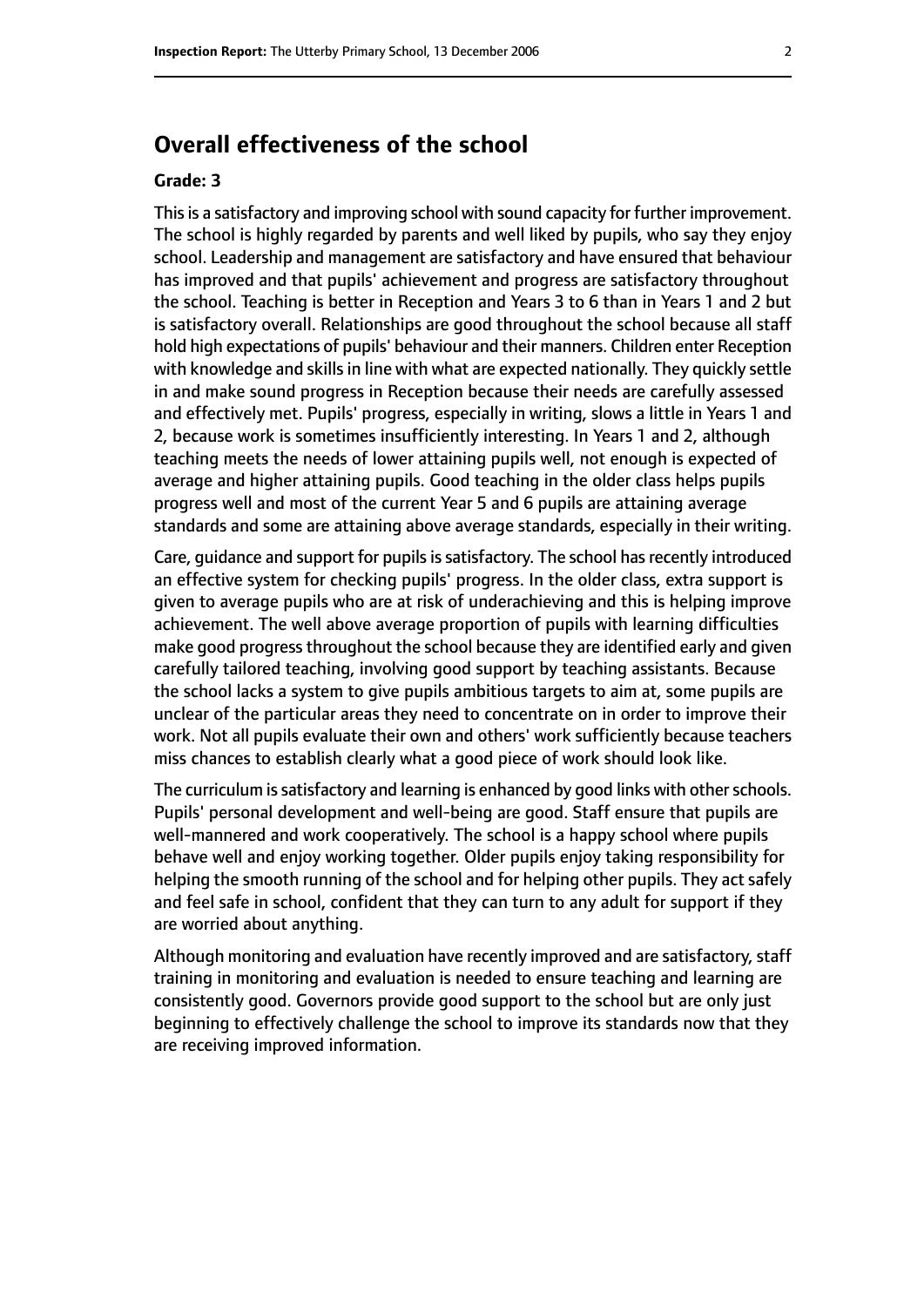## Overall effectiveness of the school

**Grade: 3**

This is a satisfactory and improving school with sound capacity for further improvement. The school is highly regarded by parents and well liked by pupils, who say they enjoy school. Leadership and management are satisfactory and have ensured that behaviour has improved and that pupils' achievement and progress are satisfactory throughout the school. Teaching is better in Reception and Years 3 to 6 than in Years 1 and 2 but is satisfactory overall. Relationships are good throughout the school because all staff hold high expectations of pupils' behaviour and their manners. Children enter Reception with knowledge and skills in line with what are expected nationally. They quickly settle in and make sound progress in Reception because their needs are carefully assessed and effectively met. Pupils' progress, especially in writing, slows a little in Years 1 and 2, because work is sometimes insufficiently interesting. In Years 1 and 2, although teaching meets the needs of lower attaining pupils well, not enough is expected of average and higher attaining pupils. Good teaching in the older class helps pupils progress well and most of the current Year 5 and 6 pupils are attaining average standards and some are attaining above average standards, especially in their writing.

Care, guidance and support for pupils is satisfactory. The school has recently introduced an effective system for checking pupils' progress. In the older class, extra support is given to average pupils who are at risk of underachieving and this is helping improve achievement. The well above average proportion of pupils with learning difficulties make good progress throughout the school because they are identified early and given carefully tailored teaching, involving good support by teaching assistants. Because the school lacks a system to give pupils ambitious targets to aim at, some pupils are unclear of the particular areas they need to concentrate on in order to improve their work. Not all pupils evaluate their own and others' work sufficiently because teachers miss chances to establish clearly what a good piece of work should look like.

The curriculum is satisfactory and learning is enhanced by good links with other schools. Pupils' personal development and well-being are good. Staff ensure that pupils are well-mannered and work cooperatively. The school is a happy school where pupils behave well and enjoy working together. Older pupils enjoy taking responsibility for helping the smooth running of the school and for helping other pupils. They act safely and feel safe in school, confident that they can turn to any adult for support if they are worried about anything.

Although monitoring and evaluation have recently improved and are satisfactory, staff training in monitoring and evaluation is needed to ensure teaching and learning are consistently good. Governors provide good support to the school but are only just beginning to effectively challenge the school to improve its standards now that they are receiving improved information.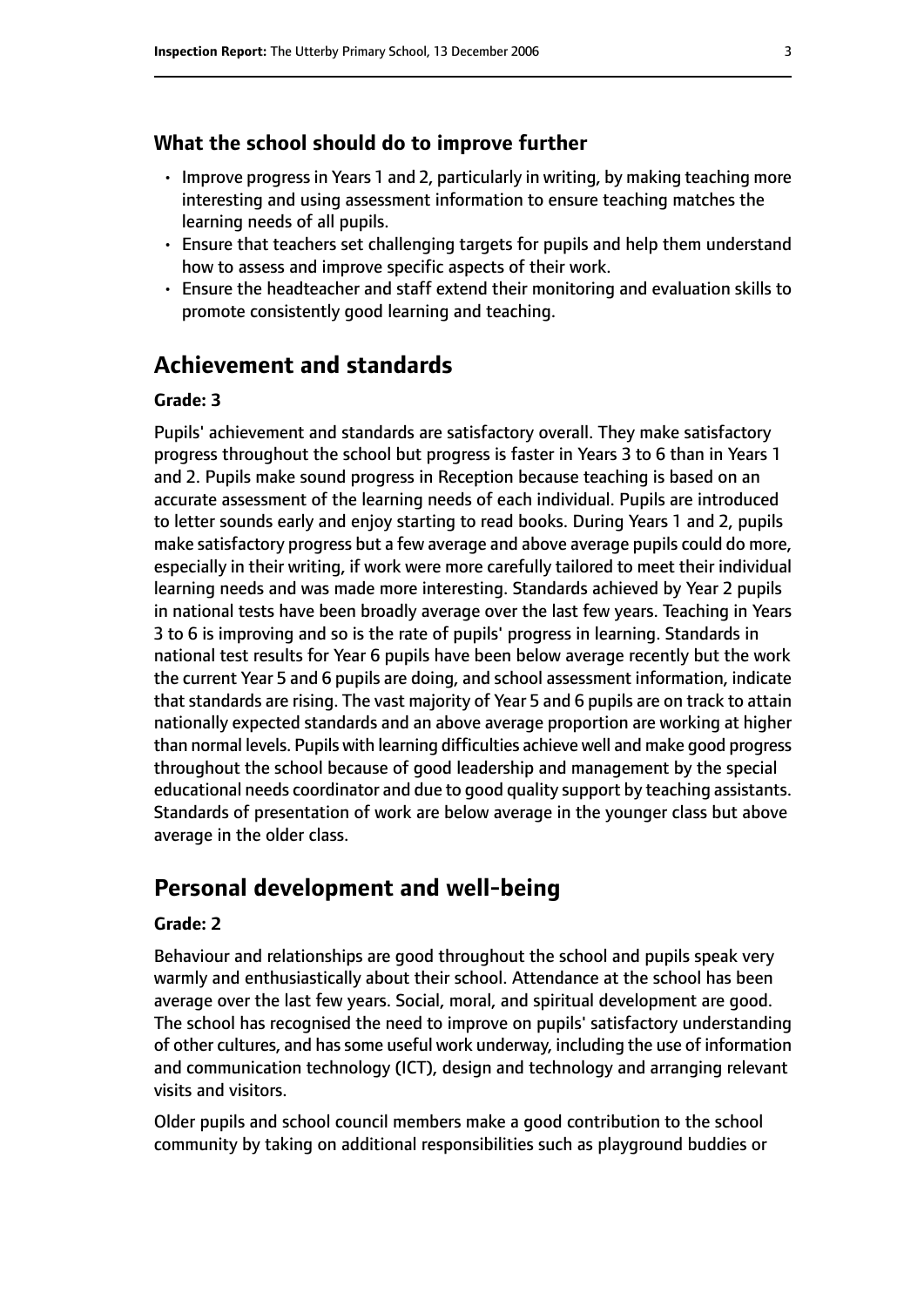### What the school should do to improve further

- Improve progress in Years 1 and 2, particularly in writing, by making teaching more interesting and using assessment information to ensure teaching matches the learning needs of all pupils.
- Ensure that teachers set challenging targets for pupils and help them understand how to assess and improve specific aspects of their work.
- Ensure the headteacher and staff extend their monitoring and evaluation skills to promote consistently good learning and teaching.

## Achievement and standards

#### Grade: 3

Pupils' achievement and standards are satisfactory overall. They make satisfactory progress throughout the school but progress is faster in Years 3 to 6 than in Years 1 and 2. Pupils make sound progress in Reception because teaching is based on an accurate assessment of the learning needs of each individual. Pupils are introduced to letter sounds early and enjoy starting to read books. During Years 1 and 2, pupils make satisfactory progress but a few average and above average pupils could do more, especially in their writing, if work were more carefully tailored to meet their individual learning needs and was made more interesting. Standards achieved by Year 2 pupils in national tests have been broadly average over the last few years. Teaching in Years 3 to 6 is improving and so is the rate of pupils' progress in learning. Standards in national test results for Year 6 pupils have been below average recently but the work the current Year 5 and 6 pupils are doing, and school assessment information, indicate that standards are rising. The vast majority of Year 5 and 6 pupils are on track to attain nationally expected standards and an above average proportion are working at higher than normal levels. Pupils with learning difficulties achieve well and make good progress throughout the school because of good leadership and management by the special educational needs coordinator and due to good quality support by teaching assistants. Standards of presentation of work are below average in the younger class but above average in the older class.

## Personal development and well-being

#### Grade: 2

Behaviour and relationships are good throughout the school and pupils speak very warmly and enthusiastically about their school. Attendance at the school has been average over the last few years. Social, moral, and spiritual development are good. The school has recognised the need to improve on pupils' satisfactory understanding of other cultures, and has some useful work underway, including the use of information and communication technology (ICT), design and technology and arranging relevant visits and visitors.

Older pupils and school council members make a good contribution to the school community by taking on additional responsibilities such as playground buddies or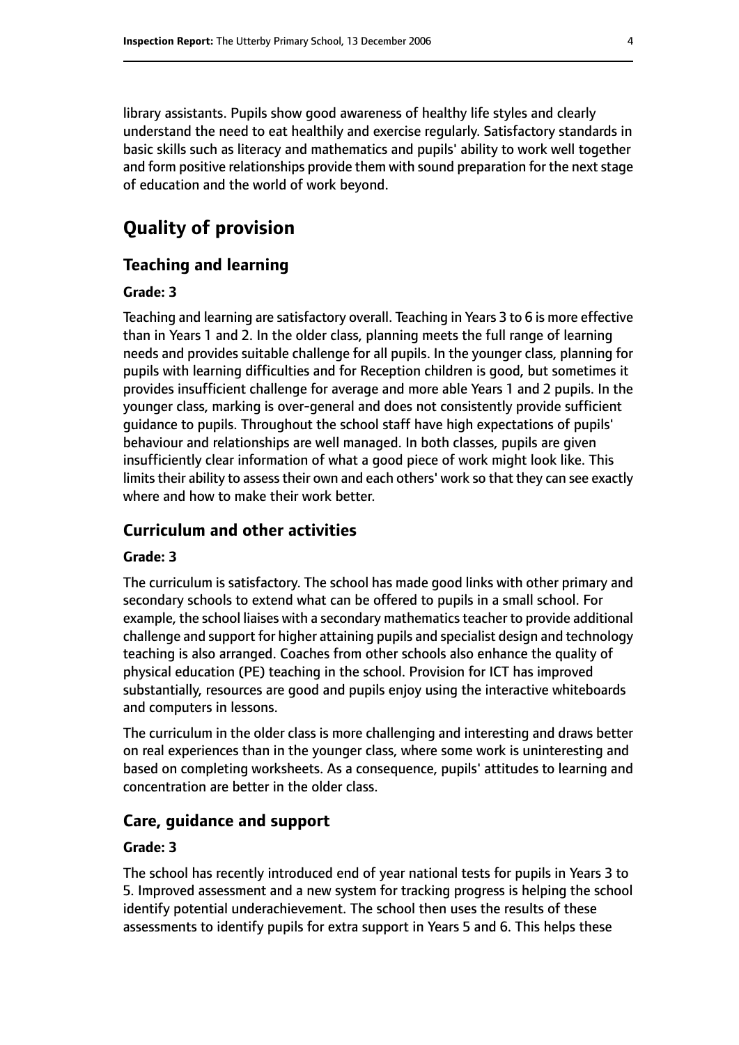library assistants. Pupils show good awareness of healthy life styles and clearly understand the need to eat healthily and exercise regularly. Satisfactory standards in basic skills such as literacy and mathematics and pupils' ability to work well together and form positive relationships provide them with sound preparation for the next stage of education and the world of work beyond.

# Quality of provision

## Teaching and learning

**Grade: 3**

Teaching and learning are satisfactory overall. Teaching in Years 3 to 6 is more effective than in Years 1 and 2. In the older class, planning meets the full range of learning needs and provides suitable challenge for all pupils. In the younger class, planning for pupils with learning difficulties and for Reception children is good, but sometimes it provides insufficient challenge for average and more able Years 1 and 2 pupils. In the younger class, marking is over-general and does not consistently provide sufficient guidance to pupils. Throughout the school staff have high expectations of pupils' behaviour and relationships are well managed. In both classes, pupils are given insufficiently clear information of what a good piece of work might look like. This limits their ability to assess their own and each others' work so that they can see exactly where and how to make their work better.

## Curriculum and other activities

**Grade: 3**

The curriculum is satisfactory. The school has made good links with other primary and secondary schools to extend what can be offered to pupils in a small school. For example, the school liaises with a secondary mathematics teacher to provide additional challenge and support for higher attaining pupils and specialist design and technology teaching is also arranged. Coaches from other schools also enhance the quality of physical education (PE) teaching in the school. Provision for ICT has improved substantially, resources are good and pupils enjoy using the interactive whiteboards and computers in lessons.

The curriculum in the older class is more challenging and interesting and draws better on real experiences than in the younger class, where some work is uninteresting and based on completing worksheets. As a consequence, pupils' attitudes to learning and concentration are better in the older class.

## Care, guidance and support

**Grade: 3**

The school has recently introduced end of year national tests for pupils in Years 3 to 5. Improved assessment and a new system for tracking progress is helping the school identify potential underachievement. The school then uses the results of these assessments to identify pupils for extra support in Years 5 and 6. This helps these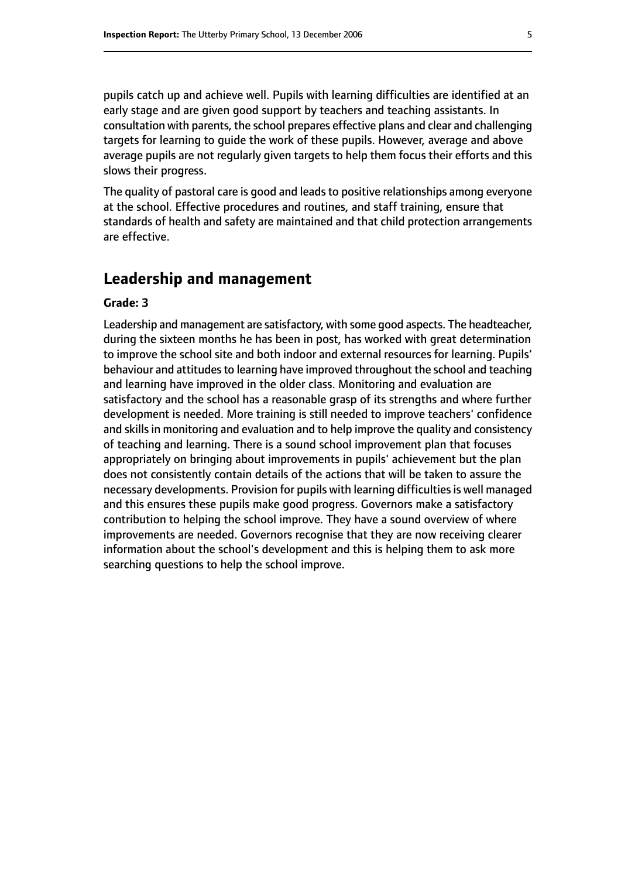pupils catch up and achieve well. Pupils with learning difficulties are identified at an early stage and are given good support by teachers and teaching assistants. In consultation with parents, the school prepares effective plans and clear and challenging targets for learning to guide the work of these pupils. However, average and above average pupils are not regularly given targets to help them focus their efforts and this slows their progress.

The quality of pastoral care is good and leads to positive relationships among everyone at the school. Effective procedures and routines, and staff training, ensure that standards of health and safety are maintained and that child protection arrangements are effective.

## Leadership and management

**Grade: 3**

Leadership and management are satisfactory, with some good aspects. The headteacher, during the sixteen months he has been in post, has worked with great determination to improve the school site and both indoor and external resources for learning. Pupils' behaviour and attitudes to learning have improved throughout the school and teaching and learning have improved in the older class. Monitoring and evaluation are satisfactory and the school has a reasonable grasp of its strengths and where further development is needed. More training is still needed to improve teachers' confidence and skills in monitoring and evaluation and to help improve the quality and consistency of teaching and learning. There is a sound school improvement plan that focuses appropriately on bringing about improvements in pupils' achievement but the plan does not consistently contain details of the actions that will be taken to assure the necessary developments. Provision for pupils with learning difficulties is well managed and this ensures these pupils make good progress. Governors make a satisfactory contribution to helping the school improve. They have a sound overview of where improvements are needed. Governors recognise that they are now receiving clearer information about the school's development and this is helping them to ask more searching questions to help the school improve.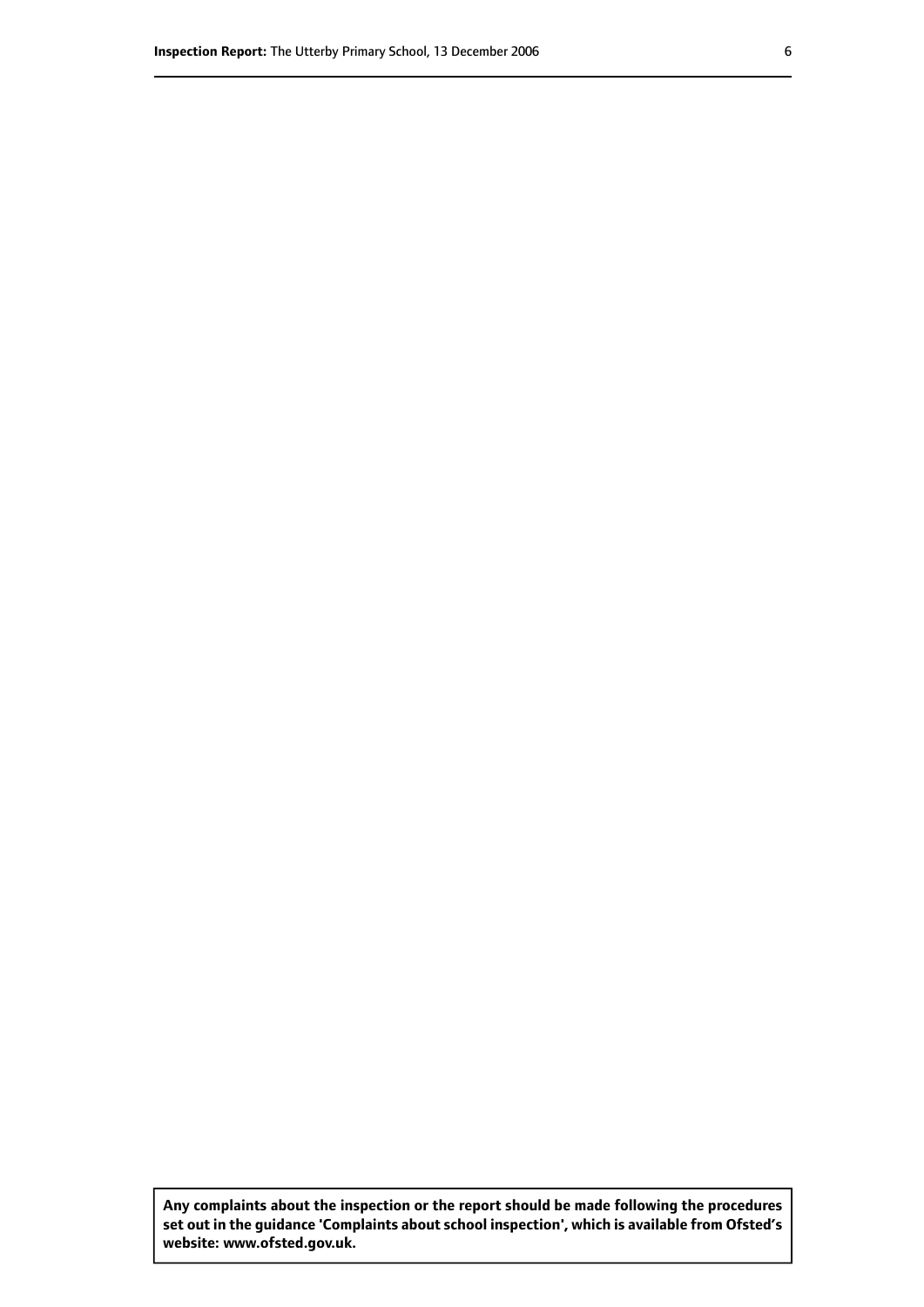**Any complaints about the inspection or the report should be made following the procedures set out in the guidance 'Complaints about school inspection', which is available from Ofsted's website: www.ofsted.gov.uk.**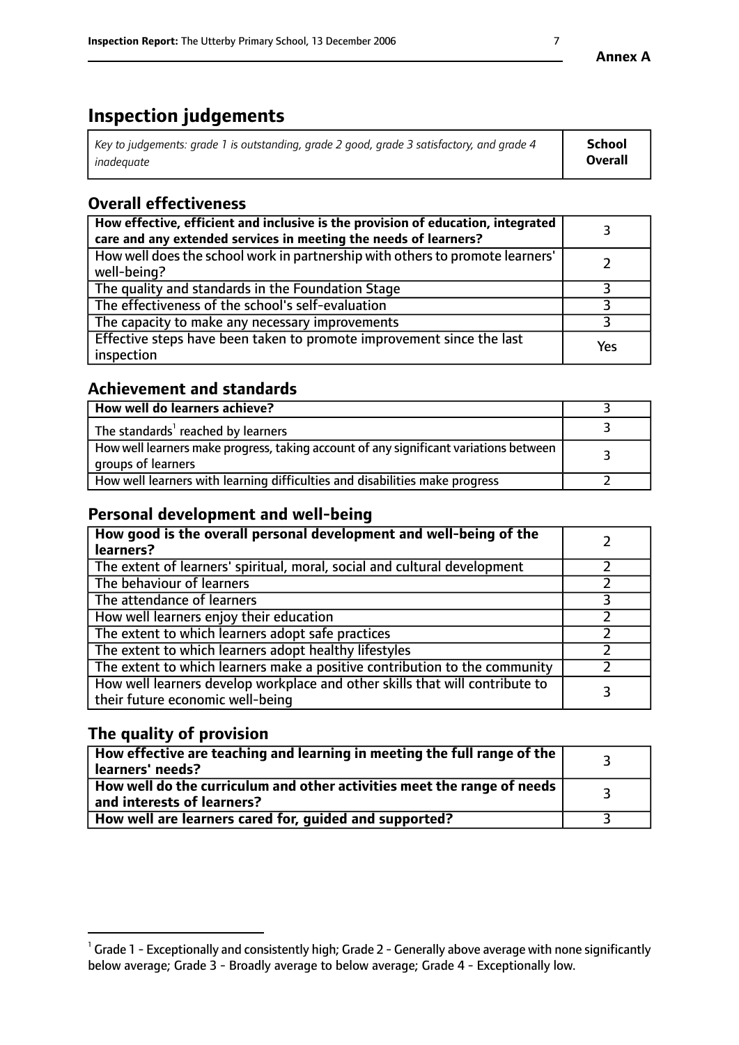**Annex A**

# Inspection judgements

| *Key to judgements: grade 1 is outstanding, grade 2 good, grade 3 satisfactory, and grade 4 inadequate* | **School Overall** |
|---|---|

## Overall effectiveness

| | |
|---|---|
| **How effective, efficient and inclusive is the provision of education, integrated care and any extended services in meeting the needs of learners?** | 3 |
| How well does the school work in partnership with others to promote learners' well-being? | 2 |
| The quality and standards in the Foundation Stage | 3 |
| The effectiveness of the school's self-evaluation | 3 |
| The capacity to make any necessary improvements | 3 |
| Effective steps have been taken to promote improvement since the last inspection | Yes |

## Achievement and standards

| | |
|---|---|
| **How well do learners achieve?** | 3 |
| The standards[1] reached by learners | 3 |
| How well learners make progress, taking account of any significant variations between groups of learners | 3 |
| How well learners with learning difficulties and disabilities make progress | 2 |

## Personal development and well-being

| | |
|---|---|
| **How good is the overall personal development and well-being of the learners?** | 2 |
| The extent of learners' spiritual, moral, social and cultural development | 2 |
| The behaviour of learners | 2 |
| The attendance of learners | 3 |
| How well learners enjoy their education | 2 |
| The extent to which learners adopt safe practices | 2 |
| The extent to which learners adopt healthy lifestyles | 2 |
| The extent to which learners make a positive contribution to the community | 2 |
| How well learners develop workplace and other skills that will contribute to their future economic well-being | 3 |

## The quality of provision

| | |
|---|---|
| **How effective are teaching and learning in meeting the full range of the learners' needs?** | 3 |
| **How well do the curriculum and other activities meet the range of needs and interests of learners?** | 3 |
| **How well are learners cared for, guided and supported?** | 3 |

[1] Grade 1 - Exceptionally and consistently high; Grade 2 - Generally above average with none significantly below average; Grade 3 - Broadly average to below average; Grade 4 - Exceptionally low.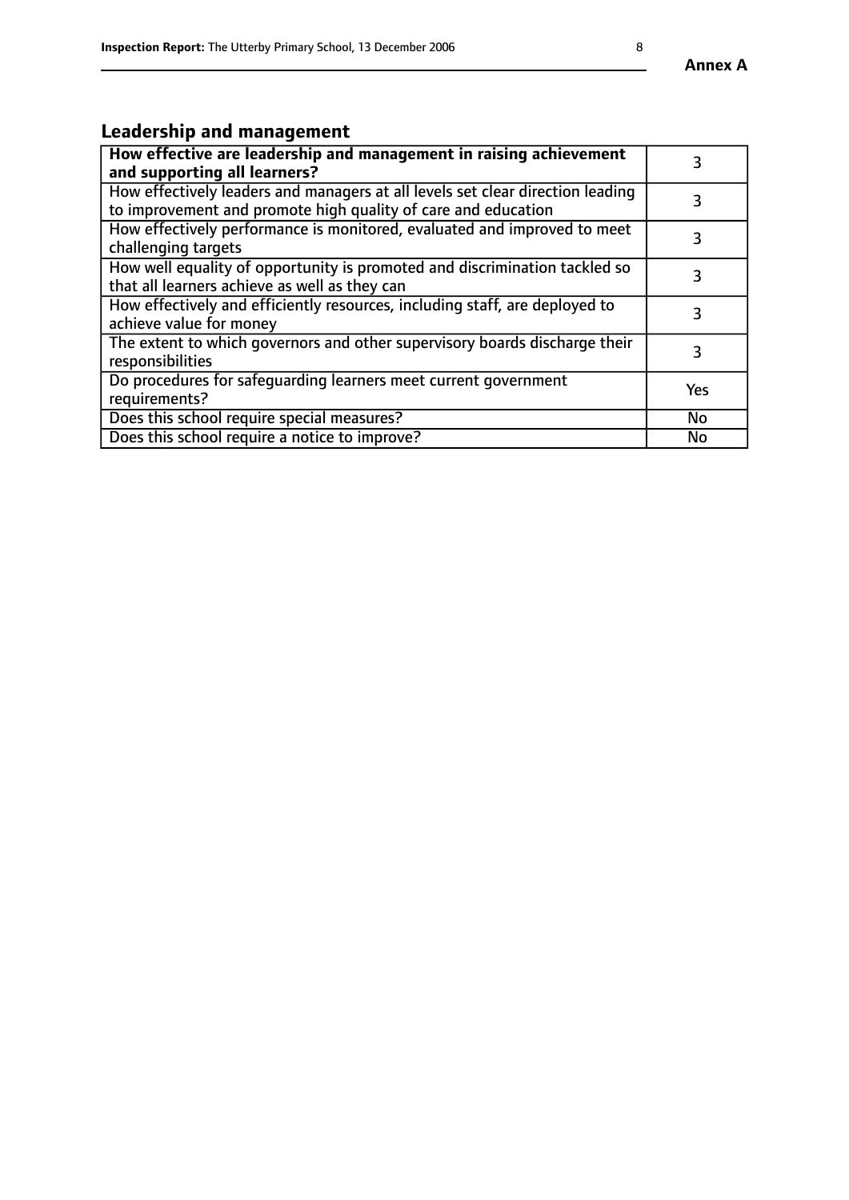## Leadership and management

| **How effective are leadership and management in raising achievement and supporting all learners?** | 3 |
|---|---|
| How effectively leaders and managers at all levels set clear direction leading to improvement and promote high quality of care and education | 3 |
| How effectively performance is monitored, evaluated and improved to meet challenging targets | 3 |
| How well equality of opportunity is promoted and discrimination tackled so that all learners achieve as well as they can | 3 |
| How effectively and efficiently resources, including staff, are deployed to achieve value for money | 3 |
| The extent to which governors and other supervisory boards discharge their responsibilities | 3 |
| Do procedures for safeguarding learners meet current government requirements? | Yes |
| Does this school require special measures? | No |
| Does this school require a notice to improve? | No |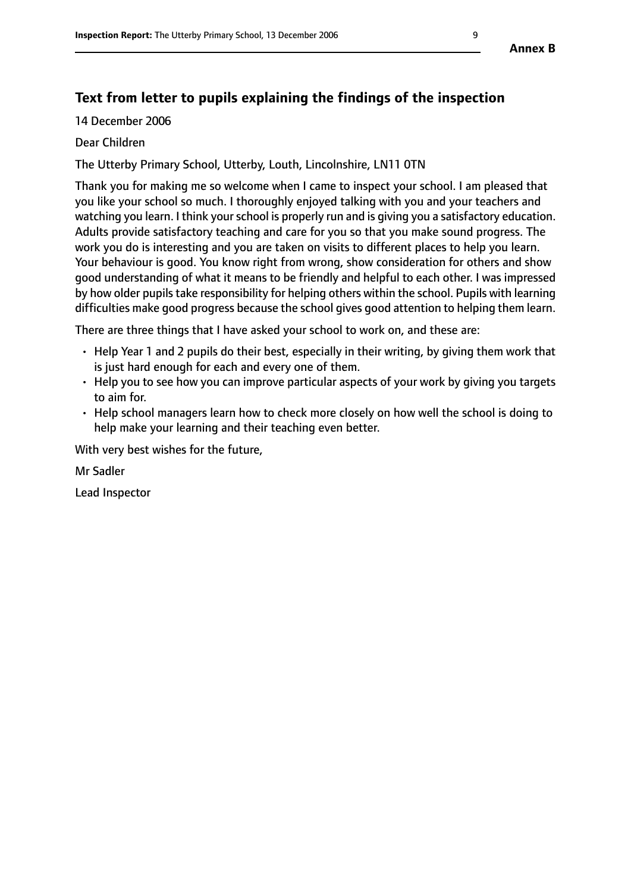## Text from letter to pupils explaining the findings of the inspection

14 December 2006

Dear Children

The Utterby Primary School, Utterby, Louth, Lincolnshire, LN11 0TN

Thank you for making me so welcome when I came to inspect your school. I am pleased that you like your school so much. I thoroughly enjoyed talking with you and your teachers and watching you learn. I think your school is properly run and is giving you a satisfactory education. Adults provide satisfactory teaching and care for you so that you make sound progress. The work you do is interesting and you are taken on visits to different places to help you learn. Your behaviour is good. You know right from wrong, show consideration for others and show good understanding of what it means to be friendly and helpful to each other. I was impressed by how older pupils take responsibility for helping others within the school. Pupils with learning difficulties make good progress because the school gives good attention to helping them learn.

There are three things that I have asked your school to work on, and these are:

- Help Year 1 and 2 pupils do their best, especially in their writing, by giving them work that is just hard enough for each and every one of them.
- Help you to see how you can improve particular aspects of your work by giving you targets to aim for.
- Help school managers learn how to check more closely on how well the school is doing to help make your learning and their teaching even better.

With very best wishes for the future,

Mr Sadler

Lead Inspector